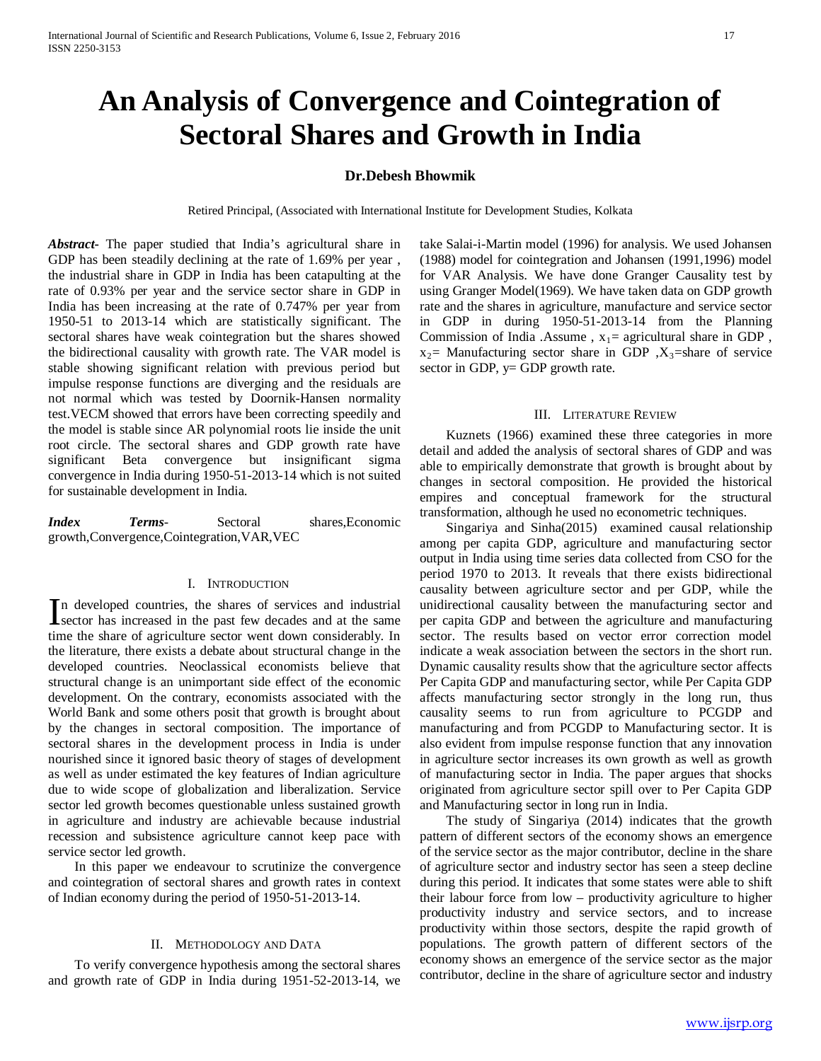# An Analysis of Convergence and Cointegration of Sectoral Shares and Growth in India

**Dr.Debesh Bhowmik**

Retired Principal, (Associated with International Institute for Development Studies, Kolkata

***Abstract-*** The paper studied that India's agricultural share in GDP has been steadily declining at the rate of 1.69% per year , the industrial share in GDP in India has been catapulting at the rate of 0.93% per year and the service sector share in GDP in India has been increasing at the rate of 0.747% per year from 1950-51 to 2013-14 which are statistically significant. The sectoral shares have weak cointegration but the shares showed the bidirectional causality with growth rate. The VAR model is stable showing significant relation with previous period but impulse response functions are diverging and the residuals are not normal which was tested by Doornik-Hansen normality test.VECM showed that errors have been correcting speedily and the model is stable since AR polynomial roots lie inside the unit root circle. The sectoral shares and GDP growth rate have significant Beta convergence but insignificant sigma convergence in India during 1950-51-2013-14 which is not suited for sustainable development in India.

***Index Terms*-** Sectoral shares,Economic growth,Convergence,Cointegration,VAR,VEC

## I. Introduction

In developed countries, the shares of services and industrial sector has increased in the past few decades and at the same time the share of agriculture sector went down considerably. In the literature, there exists a debate about structural change in the developed countries. Neoclassical economists believe that structural change is an unimportant side effect of the economic development. On the contrary, economists associated with the World Bank and some others posit that growth is brought about by the changes in sectoral composition. The importance of sectoral shares in the development process in India is under nourished since it ignored basic theory of stages of development as well as under estimated the key features of Indian agriculture due to wide scope of globalization and liberalization. Service sector led growth becomes questionable unless sustained growth in agriculture and industry are achievable because industrial recession and subsistence agriculture cannot keep pace with service sector led growth.

In this paper we endeavour to scrutinize the convergence and cointegration of sectoral shares and growth rates in context of Indian economy during the period of 1950-51-2013-14.

## II. Methodology and Data

To verify convergence hypothesis among the sectoral shares and growth rate of GDP in India during 1951-52-2013-14, we take Salai-i-Martin model (1996) for analysis. We used Johansen (1988) model for cointegration and Johansen (1991,1996) model for VAR Analysis. We have done Granger Causality test by using Granger Model(1969). We have taken data on GDP growth rate and the shares in agriculture, manufacture and service sector in GDP in during 1950-51-2013-14 from the Planning Commission of India .Assume , $x_1$= agricultural share in GDP , $x_2$= Manufacturing sector share in GDP ,$X_3$=share of service sector in GDP, y= GDP growth rate.

## III. Literature Review

Kuznets (1966) examined these three categories in more detail and added the analysis of sectoral shares of GDP and was able to empirically demonstrate that growth is brought about by changes in sectoral composition. He provided the historical empires and conceptual framework for the structural transformation, although he used no econometric techniques.

Singariya and Sinha(2015) examined causal relationship among per capita GDP, agriculture and manufacturing sector output in India using time series data collected from CSO for the period 1970 to 2013. It reveals that there exists bidirectional causality between agriculture sector and per GDP, while the unidirectional causality between the manufacturing sector and per capita GDP and between the agriculture and manufacturing sector. The results based on vector error correction model indicate a weak association between the sectors in the short run. Dynamic causality results show that the agriculture sector affects Per Capita GDP and manufacturing sector, while Per Capita GDP affects manufacturing sector strongly in the long run, thus causality seems to run from agriculture to PCGDP and manufacturing and from PCGDP to Manufacturing sector. It is also evident from impulse response function that any innovation in agriculture sector increases its own growth as well as growth of manufacturing sector in India. The paper argues that shocks originated from agriculture sector spill over to Per Capita GDP and Manufacturing sector in long run in India.

The study of Singariya (2014) indicates that the growth pattern of different sectors of the economy shows an emergence of the service sector as the major contributor, decline in the share of agriculture sector and industry sector has seen a steep decline during this period. It indicates that some states were able to shift their labour force from low – productivity agriculture to higher productivity industry and service sectors, and to increase productivity within those sectors, despite the rapid growth of populations. The growth pattern of different sectors of the economy shows an emergence of the service sector as the major contributor, decline in the share of agriculture sector and industry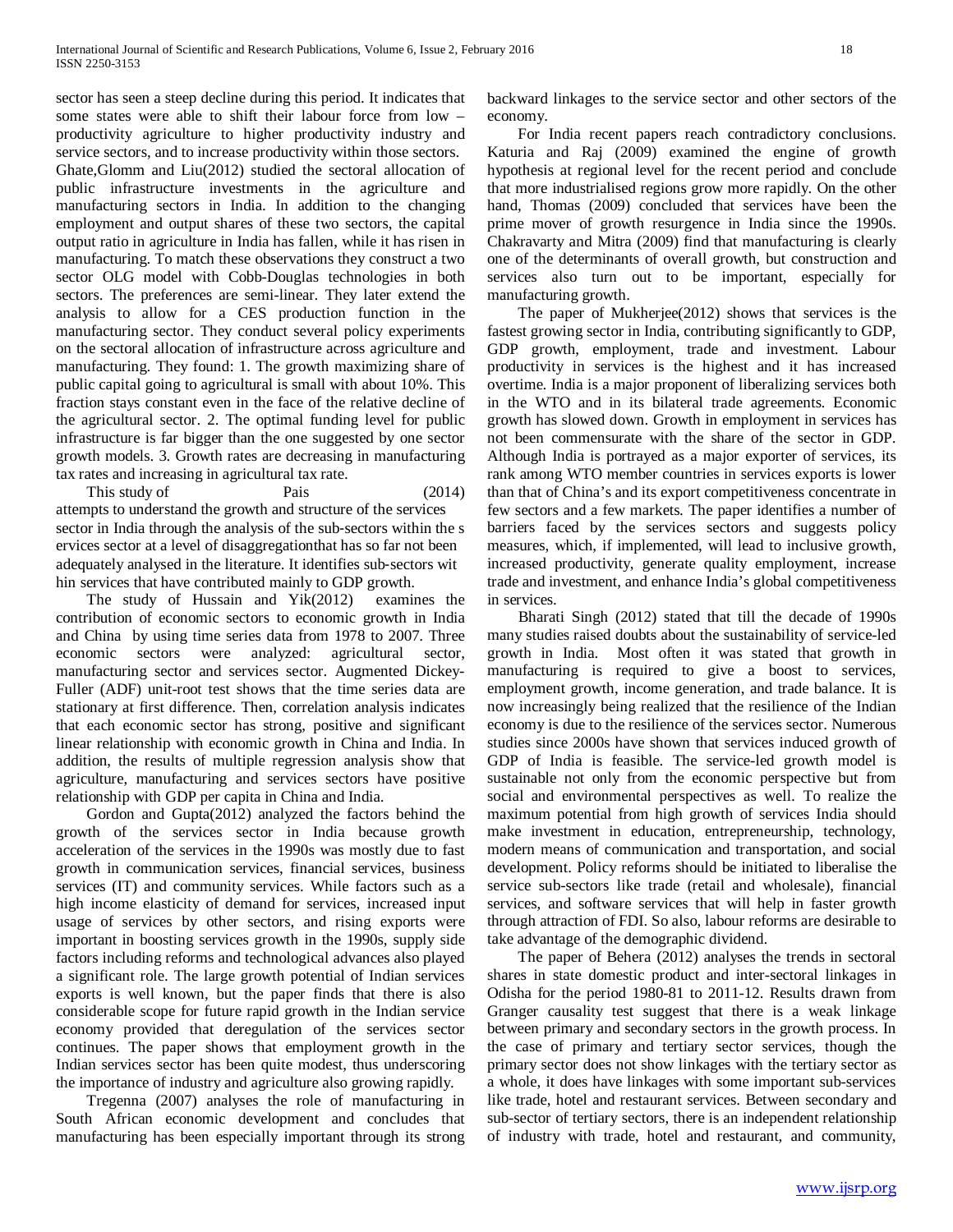sector has seen a steep decline during this period. It indicates that some states were able to shift their labour force from low – productivity agriculture to higher productivity industry and service sectors, and to increase productivity within those sectors.

Ghate,Glomm and Liu(2012) studied the sectoral allocation of public infrastructure investments in the agriculture and manufacturing sectors in India. In addition to the changing employment and output shares of these two sectors, the capital output ratio in agriculture in India has fallen, while it has risen in manufacturing. To match these observations they construct a two sector OLG model with Cobb-Douglas technologies in both sectors. The preferences are semi-linear. They later extend the analysis to allow for a CES production function in the manufacturing sector. They conduct several policy experiments on the sectoral allocation of infrastructure across agriculture and manufacturing. They found: 1. The growth maximizing share of public capital going to agricultural is small with about 10%. This fraction stays constant even in the face of the relative decline of the agricultural sector. 2. The optimal funding level for public infrastructure is far bigger than the one suggested by one sector growth models. 3. Growth rates are decreasing in manufacturing tax rates and increasing in agricultural tax rate.

This study of Pais (2014) attempts to understand the growth and structure of the services sector in India through the analysis of the sub-sectors within the s ervices sector at a level of disaggregationthat has so far not been adequately analysed in the literature. It identifies sub-sectors wit hin services that have contributed mainly to GDP growth.

The study of Hussain and Yik(2012) examines the contribution of economic sectors to economic growth in India and China by using time series data from 1978 to 2007. Three economic sectors were analyzed: agricultural sector, manufacturing sector and services sector. Augmented Dickey-Fuller (ADF) unit-root test shows that the time series data are stationary at first difference. Then, correlation analysis indicates that each economic sector has strong, positive and significant linear relationship with economic growth in China and India. In addition, the results of multiple regression analysis show that agriculture, manufacturing and services sectors have positive relationship with GDP per capita in China and India.

Gordon and Gupta(2012) analyzed the factors behind the growth of the services sector in India because growth acceleration of the services in the 1990s was mostly due to fast growth in communication services, financial services, business services (IT) and community services. While factors such as a high income elasticity of demand for services, increased input usage of services by other sectors, and rising exports were important in boosting services growth in the 1990s, supply side factors including reforms and technological advances also played a significant role. The large growth potential of Indian services exports is well known, but the paper finds that there is also considerable scope for future rapid growth in the Indian service economy provided that deregulation of the services sector continues. The paper shows that employment growth in the Indian services sector has been quite modest, thus underscoring the importance of industry and agriculture also growing rapidly.

Tregenna (2007) analyses the role of manufacturing in South African economic development and concludes that manufacturing has been especially important through its strong backward linkages to the service sector and other sectors of the economy.

For India recent papers reach contradictory conclusions. Katuria and Raj (2009) examined the engine of growth hypothesis at regional level for the recent period and conclude that more industrialised regions grow more rapidly. On the other hand, Thomas (2009) concluded that services have been the prime mover of growth resurgence in India since the 1990s. Chakravarty and Mitra (2009) find that manufacturing is clearly one of the determinants of overall growth, but construction and services also turn out to be important, especially for manufacturing growth.

The paper of Mukherjee(2012) shows that services is the fastest growing sector in India, contributing significantly to GDP, GDP growth, employment, trade and investment. Labour productivity in services is the highest and it has increased overtime. India is a major proponent of liberalizing services both in the WTO and in its bilateral trade agreements. Economic growth has slowed down. Growth in employment in services has not been commensurate with the share of the sector in GDP. Although India is portrayed as a major exporter of services, its rank among WTO member countries in services exports is lower than that of China's and its export competitiveness concentrate in few sectors and a few markets. The paper identifies a number of barriers faced by the services sectors and suggests policy measures, which, if implemented, will lead to inclusive growth, increased productivity, generate quality employment, increase trade and investment, and enhance India's global competitiveness in services.

Bharati Singh (2012) stated that till the decade of 1990s many studies raised doubts about the sustainability of service-led growth in India. Most often it was stated that growth in manufacturing is required to give a boost to services, employment growth, income generation, and trade balance. It is now increasingly being realized that the resilience of the Indian economy is due to the resilience of the services sector. Numerous studies since 2000s have shown that services induced growth of GDP of India is feasible. The service-led growth model is sustainable not only from the economic perspective but from social and environmental perspectives as well. To realize the maximum potential from high growth of services India should make investment in education, entrepreneurship, technology, modern means of communication and transportation, and social development. Policy reforms should be initiated to liberalise the service sub-sectors like trade (retail and wholesale), financial services, and software services that will help in faster growth through attraction of FDI. So also, labour reforms are desirable to take advantage of the demographic dividend.

The paper of Behera (2012) analyses the trends in sectoral shares in state domestic product and inter-sectoral linkages in Odisha for the period 1980-81 to 2011-12. Results drawn from Granger causality test suggest that there is a weak linkage between primary and secondary sectors in the growth process. In the case of primary and tertiary sector services, though the primary sector does not show linkages with the tertiary sector as a whole, it does have linkages with some important sub-services like trade, hotel and restaurant services. Between secondary and sub-sector of tertiary sectors, there is an independent relationship of industry with trade, hotel and restaurant, and community,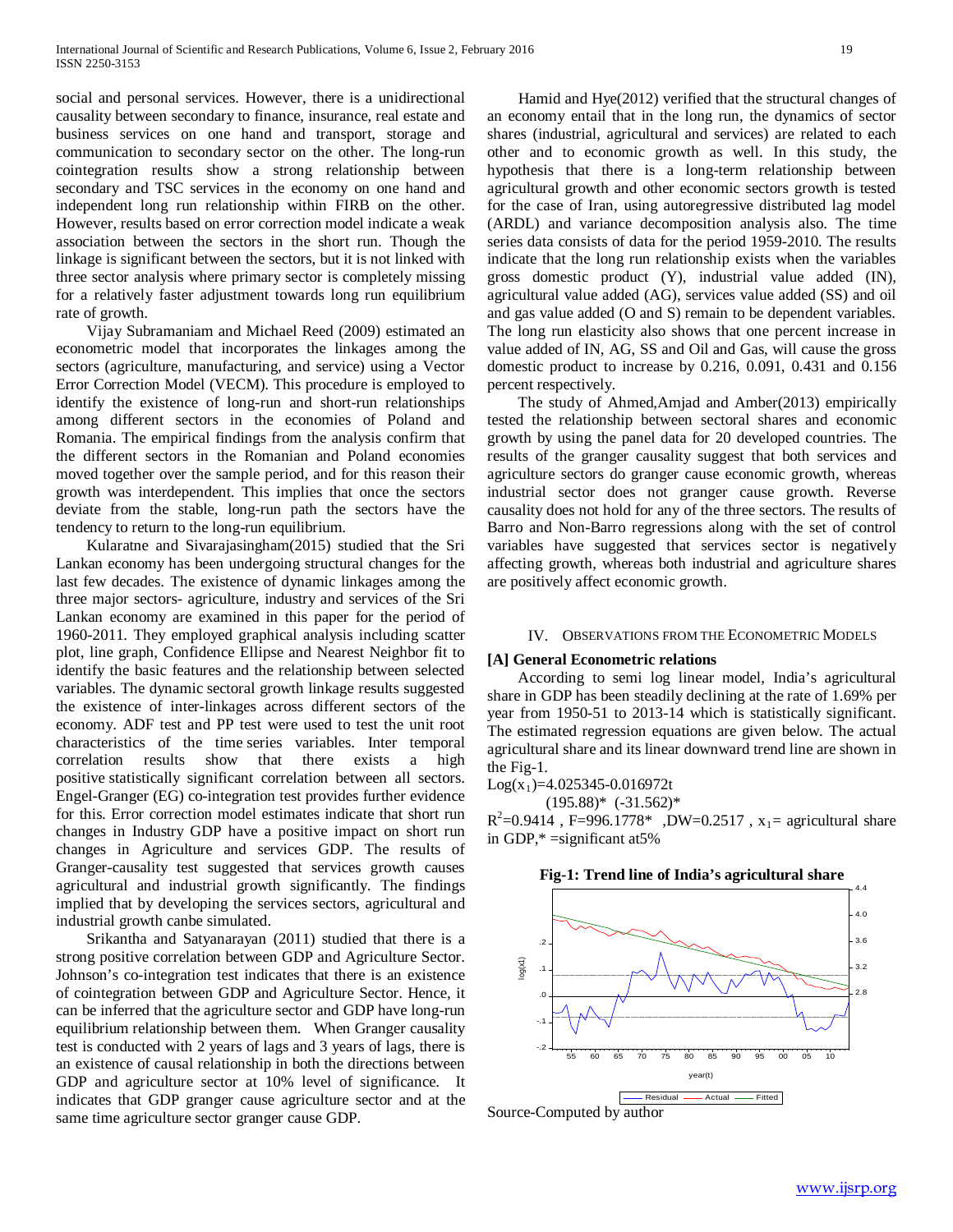social and personal services. However, there is a unidirectional causality between secondary to finance, insurance, real estate and business services on one hand and transport, storage and communication to secondary sector on the other. The long-run cointegration results show a strong relationship between secondary and TSC services in the economy on one hand and independent long run relationship within FIRB on the other. However, results based on error correction model indicate a weak association between the sectors in the short run. Though the linkage is significant between the sectors, but it is not linked with three sector analysis where primary sector is completely missing for a relatively faster adjustment towards long run equilibrium rate of growth.

Vijay Subramaniam and Michael Reed (2009) estimated an econometric model that incorporates the linkages among the sectors (agriculture, manufacturing, and service) using a Vector Error Correction Model (VECM). This procedure is employed to identify the existence of long-run and short-run relationships among different sectors in the economies of Poland and Romania. The empirical findings from the analysis confirm that the different sectors in the Romanian and Poland economies moved together over the sample period, and for this reason their growth was interdependent. This implies that once the sectors deviate from the stable, long-run path the sectors have the tendency to return to the long-run equilibrium.

Kularatne and Sivarajasingham(2015) studied that the Sri Lankan economy has been undergoing structural changes for the last few decades. The existence of dynamic linkages among the three major sectors- agriculture, industry and services of the Sri Lankan economy are examined in this paper for the period of 1960-2011. They employed graphical analysis including scatter plot, line graph, Confidence Ellipse and Nearest Neighbor fit to identify the basic features and the relationship between selected variables. The dynamic sectoral growth linkage results suggested the existence of inter-linkages across different sectors of the economy. ADF test and PP test were used to test the unit root characteristics of the time series variables. Inter temporal correlation results show that there exists a high positive statistically significant correlation between all sectors. Engel-Granger (EG) co-integration test provides further evidence for this. Error correction model estimates indicate that short run changes in Industry GDP have a positive impact on short run changes in Agriculture and services GDP. The results of Granger-causality test suggested that services growth causes agricultural and industrial growth significantly. The findings implied that by developing the services sectors, agricultural and industrial growth canbe simulated.

Srikantha and Satyanarayan (2011) studied that there is a strong positive correlation between GDP and Agriculture Sector. Johnson's co-integration test indicates that there is an existence of cointegration between GDP and Agriculture Sector. Hence, it can be inferred that the agriculture sector and GDP have long-run equilibrium relationship between them. When Granger causality test is conducted with 2 years of lags and 3 years of lags, there is an existence of causal relationship in both the directions between GDP and agriculture sector at 10% level of significance. It indicates that GDP granger cause agriculture sector and at the same time agriculture sector granger cause GDP.

Hamid and Hye(2012) verified that the structural changes of an economy entail that in the long run, the dynamics of sector shares (industrial, agricultural and services) are related to each other and to economic growth as well. In this study, the hypothesis that there is a long-term relationship between agricultural growth and other economic sectors growth is tested for the case of Iran, using autoregressive distributed lag model (ARDL) and variance decomposition analysis also. The time series data consists of data for the period 1959-2010. The results indicate that the long run relationship exists when the variables gross domestic product (Y), industrial value added (IN), agricultural value added (AG), services value added (SS) and oil and gas value added (O and S) remain to be dependent variables. The long run elasticity also shows that one percent increase in value added of IN, AG, SS and Oil and Gas, will cause the gross domestic product to increase by 0.216, 0.091, 0.431 and 0.156 percent respectively.

The study of Ahmed,Amjad and Amber(2013) empirically tested the relationship between sectoral shares and economic growth by using the panel data for 20 developed countries. The results of the granger causality suggest that both services and agriculture sectors do granger cause economic growth, whereas industrial sector does not granger cause growth. Reverse causality does not hold for any of the three sectors. The results of Barro and Non-Barro regressions along with the set of control variables have suggested that services sector is negatively affecting growth, whereas both industrial and agriculture shares are positively affect economic growth.

## IV. Observations from the Econometric Models

### [A] General Econometric relations

According to semi log linear model, India's agricultural share in GDP has been steadily declining at the rate of 1.69% per year from 1950-51 to 2013-14 which is statistically significant. The estimated regression equations are given below. The actual agricultural share and its linear downward trend line are shown in the Fig-1.

$$\text{Log}(x_1)=4.025345-0.016972t$$

$$(195.88)^* \quad (-31.562)^*$$

$R^2$=0.9414 , F=996.1778* ,DW=0.2517 , $x_1$= agricultural share in GDP,* =significant at5%

**Fig-1: Trend line of India's agricultural share**

Source-Computed by author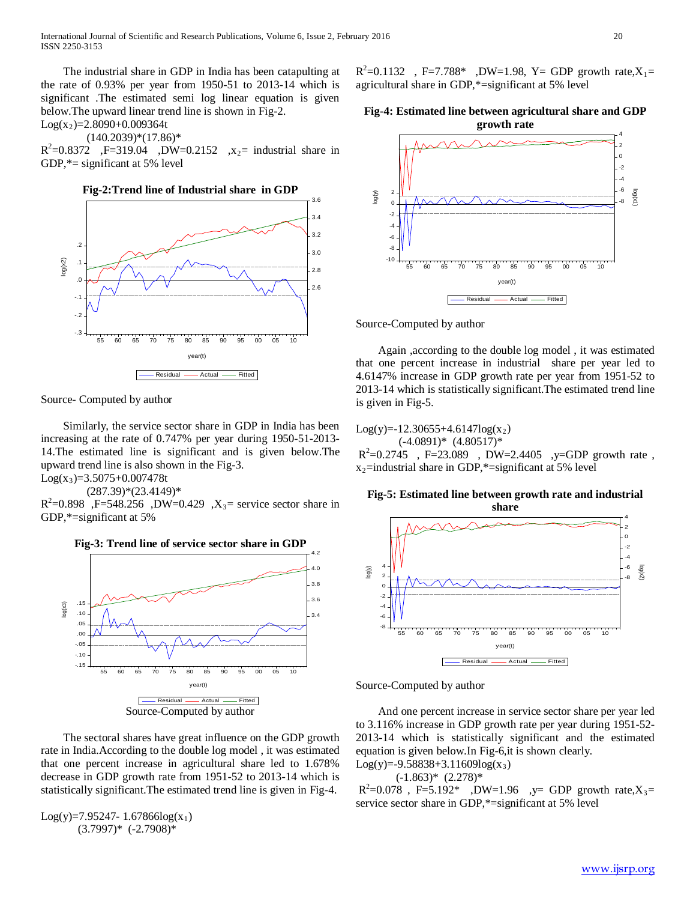The industrial share in GDP in India has been catapulting at the rate of 0.93% per year from 1950-51 to 2013-14 which is significant .The estimated semi log linear equation is given below.The upward linear trend line is shown in Fig-2.

$\text{Log}(x_2)=2.8090+0.009364t$

(140.2039)*(17.86)*

$R^2=0.8372$ ,F=319.04 ,DW=0.2152 ,$x_2$= industrial share in GDP,*= significant at 5% level

**Fig-2:Trend line of Industrial share in GDP**

Source- Computed by author

Similarly, the service sector share in GDP in India has been increasing at the rate of 0.747% per year during 1950-51-2013-14.The estimated line is significant and is given below.The upward trend line is also shown in the Fig-3.

$\text{Log}(x_3)=3.5075+0.007478t$

(287.39)*(23.4149)*

$R^2=0.898$ ,F=548.256 ,DW=0.429 ,$X_3$= service sector share in GDP,*=significant at 5%

**Fig-3: Trend line of service sector share in GDP**

Source-Computed by author

The sectoral shares have great influence on the GDP growth rate in India.According to the double log model , it was estimated that one percent increase in agricultural share led to 1.678% decrease in GDP growth rate from 1951-52 to 2013-14 which is statistically significant.The estimated trend line is given in Fig-4.

$\text{Log}(y)=7.95247- 1.67866\log(x_1)$

(3.7997)* (-2.7908)*

$R^2=0.1132$ , F=7.788* ,DW=1.98, Y= GDP growth rate,$X_1$= agricultural share in GDP,*=significant at 5% level

**Fig-4: Estimated line between agricultural share and GDP growth rate**

Source-Computed by author

Again ,according to the double log model , it was estimated that one percent increase in industrial share per year led to 4.6147% increase in GDP growth rate per year from 1951-52 to 2013-14 which is statistically significant.The estimated trend line is given in Fig-5.

$\text{Log}(y)=-12.30655+4.6147\log(x_2)$

(-4.0891)* (4.80517)*

$R^2=0.2745$ , F=23.089 , DW=2.4405 ,y=GDP growth rate , $x_2$=industrial share in GDP,*=significant at 5% level

**Fig-5: Estimated line between growth rate and industrial share**

Source-Computed by author

And one percent increase in service sector share per year led to 3.116% increase in GDP growth rate per year during 1951-52-2013-14 which is statistically significant and the estimated equation is given below.In Fig-6,it is shown clearly.

$\text{Log}(y)=-9.58838+3.11609\log(x_3)$

(-1.863)* (2.278)*

$R^2=0.078$ , F=5.192* ,DW=1.96 ,y= GDP growth rate,$X_3$= service sector share in GDP,*=significant at 5% level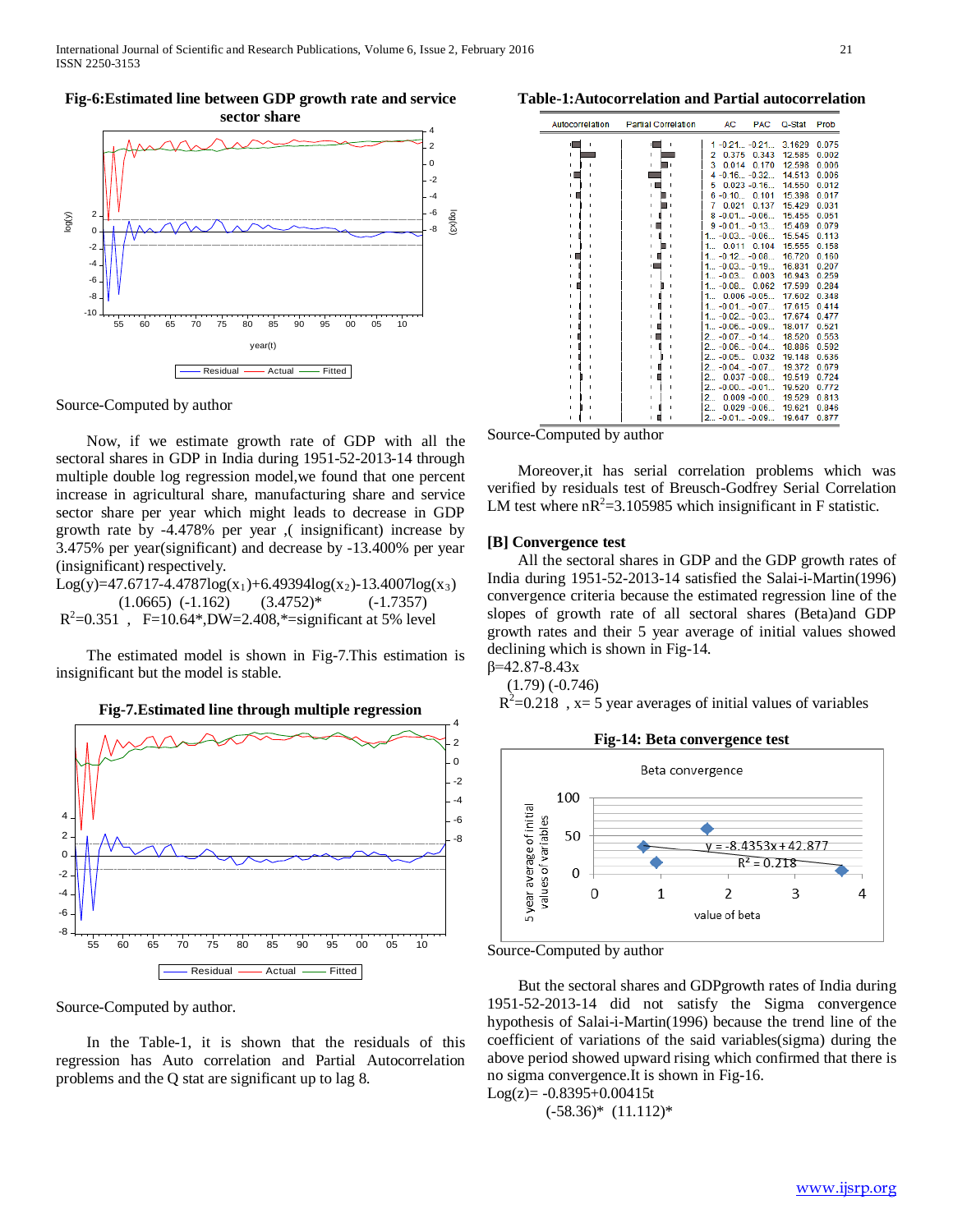**Fig-6:Estimated line between GDP growth rate and service sector share**

Source-Computed by author

Now, if we estimate growth rate of GDP with all the sectoral shares in GDP in India during 1951-52-2013-14 through multiple double log regression model,we found that one percent increase in agricultural share, manufacturing share and service sector share per year which might leads to decrease in GDP growth rate by -4.478% per year ,( insignificant) increase by 3.475% per year(significant) and decrease by -13.400% per year (insignificant) respectively.

$Log(y)=47.6717-4.4787log(x_1)+6.49394log(x_2)-13.4007log(x_3)$

(1.0665) (-1.162) (3.4752)* (-1.7357)

$R^2$=0.351 , F=10.64*,DW=2.408,*=significant at 5% level

The estimated model is shown in Fig-7.This estimation is insignificant but the model is stable.

**Fig-7.Estimated line through multiple regression**

Source-Computed by author.

In the Table-1, it is shown that the residuals of this regression has Auto correlation and Partial Autocorrelation problems and the Q stat are significant up to lag 8.

**Table-1:Autocorrelation and Partial autocorrelation**

| Lag | AC | PAC | Q-Stat | Prob |
|---|---|---|---|---|
| 1 | -0.21... | -0.21... | 3.1629 | 0.075 |
| 2 | 0.375 | 0.343 | 12.585 | 0.002 |
| 3 | 0.014 | 0.170 | 12.598 | 0.006 |
| 4 | -0.16... | -0.32... | 14.513 | 0.006 |
| 5 | 0.023 | -0.16... | 14.550 | 0.012 |
| 6 | -0.10... | 0.101 | 15.398 | 0.017 |
| 7 | 0.021 | 0.137 | 15.429 | 0.031 |
| 8 | -0.01... | -0.06... | 15.455 | 0.051 |
| 9 | -0.01... | -0.13... | 15.469 | 0.079 |
| 1... | -0.03... | -0.06... | 15.545 | 0.113 |
| 1... | 0.011 | 0.104 | 15.555 | 0.158 |
| 1... | -0.12... | -0.08... | 16.720 | 0.160 |
| 1... | -0.03... | -0.19... | 16.831 | 0.207 |
| 1... | -0.03... | 0.003 | 16.943 | 0.259 |
| 1... | -0.08... | 0.062 | 17.599 | 0.284 |
| 1... | 0.006 | -0.05... | 17.602 | 0.348 |
| 1... | -0.01... | -0.07... | 17.615 | 0.414 |
| 1... | -0.02... | -0.03... | 17.674 | 0.477 |
| 1... | -0.06... | -0.09... | 18.017 | 0.521 |
| 2... | -0.07... | -0.14... | 18.520 | 0.553 |
| 2... | -0.06... | -0.04... | 18.886 | 0.592 |
| 2... | -0.05... | 0.032 | 19.148 | 0.636 |
| 2... | -0.04 | -0.07... | 19.372 | 0.679 |
| 2... | 0.037 | -0.08... | 19.519 | 0.724 |
| 2... | -0.00... | -0.01... | 19.520 | 0.772 |
| 2... | 0.009 | -0.00... | 19.529 | 0.813 |
| 2... | 0.029 | -0.06... | 19.621 | 0.846 |
| 2... | -0.01... | -0.09... | 19.647 | 0.877 |

Source-Computed by author

Moreover,it has serial correlation problems which was verified by residuals test of Breusch-Godfrey Serial Correlation LM test where $nR^2$=3.105985 which insignificant in F statistic.

**[B] Convergence test**

All the sectoral shares in GDP and the GDP growth rates of India during 1951-52-2013-14 satisfied the Salai-i-Martin(1996) convergence criteria because the estimated regression line of the slopes of growth rate of all sectoral shares (Beta)and GDP growth rates and their 5 year average of initial values showed declining which is shown in Fig-14.

$\beta$=42.87-8.43x

(1.79) (-0.746)

$R^2$=0.218 , x= 5 year averages of initial values of variables

**Fig-14: Beta convergence test**

Source-Computed by author

But the sectoral shares and GDPgrowth rates of India during 1951-52-2013-14 did not satisfy the Sigma convergence hypothesis of Salai-i-Martin(1996) because the trend line of the coefficient of variations of the said variables(sigma) during the above period showed upward rising which confirmed that there is no sigma convergence.It is shown in Fig-16.

$Log(z)= -0.8395+0.00415t$

(-58.36)* (11.112)*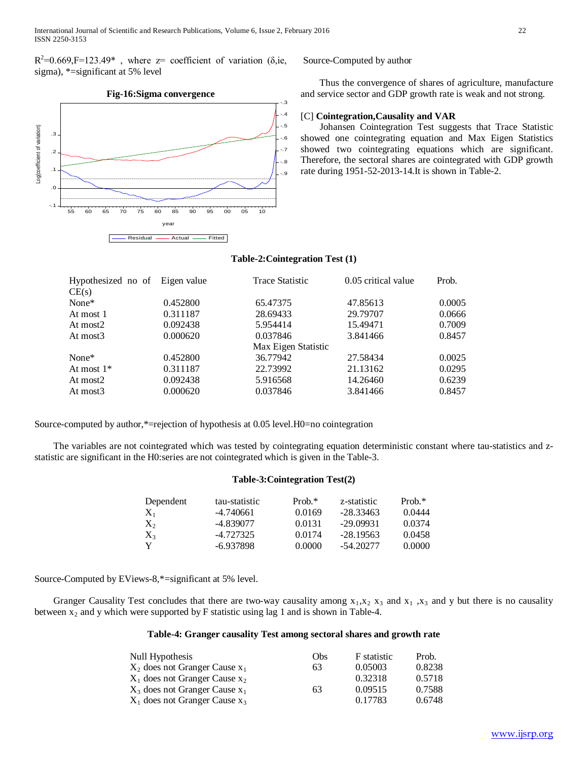$R^2$=0.669,F=123.49* , where z= coefficient of variation (δ,ie, sigma), *=significant at 5% level

**Fig-16:Sigma convergence**

Source-Computed by author

Thus the convergence of shares of agriculture, manufacture and service sector and GDP growth rate is weak and not strong.

## [C] Cointegration,Causality and VAR

Johansen Cointegration Test suggests that Trace Statistic showed one cointegrating equation and Max Eigen Statistics showed two cointegrating equations which are significant. Therefore, the sectoral shares are cointegrated with GDP growth rate during 1951-52-2013-14.It is shown in Table-2.

**Table-2:Cointegration Test (1)**

| Hypothesized no of CE(s) | Eigen value | Trace Statistic | 0.05 critical value | Prob. |
|---|---|---|---|---|
| None* | 0.452800 | 65.47375 | 47.85613 | 0.0005 |
| At most 1 | 0.311187 | 28.69433 | 29.79707 | 0.0666 |
| At most2 | 0.092438 | 5.954414 | 15.49471 | 0.7009 |
| At most3 | 0.000620 | 0.037846 | 3.841466 | 0.8457 |
| | | Max Eigen Statistic | | |
| None* | 0.452800 | 36.77942 | 27.58434 | 0.0025 |
| At most 1* | 0.311187 | 22.73992 | 21.13162 | 0.0295 |
| At most2 | 0.092438 | 5.916568 | 14.26460 | 0.6239 |
| At most3 | 0.000620 | 0.037846 | 3.841466 | 0.8457 |

Source-computed by author,*=rejection of hypothesis at 0.05 level.H0=no cointegration

The variables are not cointegrated which was tested by cointegrating equation deterministic constant where tau-statistics and z-statistic are significant in the H0:series are not cointegrated which is given in the Table-3.

**Table-3:Cointegration Test(2)**

| Dependent | tau-statistic | Prob.* | z-statistic | Prob.* |
|---|---|---|---|---|
| $X_1$ | -4.740661 | 0.0169 | -28.33463 | 0.0444 |
| $X_2$ | -4.839077 | 0.0131 | -29.09931 | 0.0374 |
| $X_3$ | -4.727325 | 0.0174 | -28.19563 | 0.0458 |
| Y | -6.937898 | 0.0000 | -54.20277 | 0.0000 |

Source-Computed by EViews-8,*=significant at 5% level.

Granger Causality Test concludes that there are two-way causality among $x_1$,$x_2$ $x_3$ and $x_1$ ,$x_3$ and y but there is no causality between $x_2$ and y which were supported by F statistic using lag 1 and is shown in Table-4.

**Table-4: Granger causality Test among sectoral shares and growth rate**

| Null Hypothesis | Obs | F statistic | Prob. |
|---|---|---|---|
| $X_2$ does not Granger Cause $x_1$ | 63 | 0.05003 | 0.8238 |
| $X_1$ does not Granger Cause $x_2$ | | 0.32318 | 0.5718 |
| $X_3$ does not Granger Cause $x_1$ | 63 | 0.09515 | 0.7588 |
| $X_1$ does not Granger Cause $x_3$ | | 0.17783 | 0.6748 |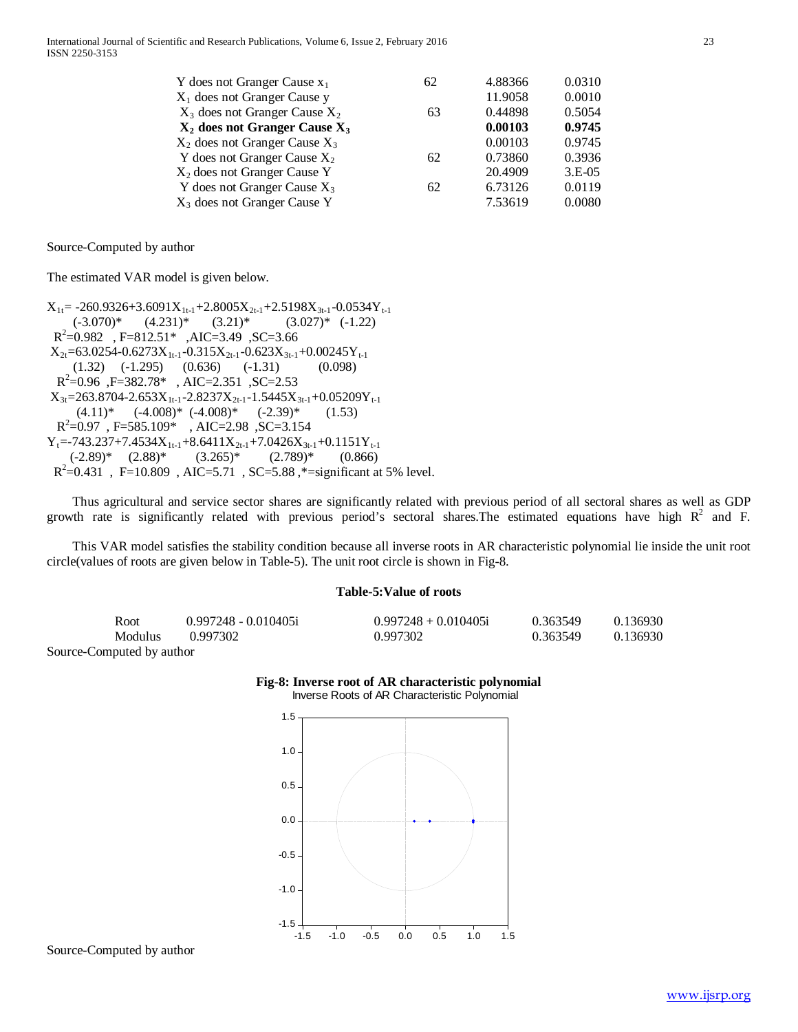| | | | |
|---|---|---|---|
| Y does not Granger Cause $x_1$ | 62 | 4.88366 | 0.0310 |
| $X_1$ does not Granger Cause y | | 11.9058 | 0.0010 |
| $X_3$ does not Granger Cause $X_2$ | 63 | 0.44898 | 0.5054 |
| **$X_2$ does not Granger Cause $X_3$** | | **0.00103** | **0.9745** |
| $X_2$ does not Granger Cause $X_3$ | | 0.00103 | 0.9745 |
| Y does not Granger Cause $X_2$ | 62 | 0.73860 | 0.3936 |
| $X_2$ does not Granger Cause Y | | 20.4909 | 3.E-05 |
| Y does not Granger Cause $X_3$ | 62 | 6.73126 | 0.0119 |
| $X_3$ does not Granger Cause Y | | 7.53619 | 0.0080 |

Source-Computed by author

The estimated VAR model is given below.

$$X_{1t} = -260.9326 + 3.6091X_{1t-1} + 2.8005X_{2t-1} + 2.5198X_{3t-1} - 0.0534Y_{t-1}$$
$$(-3.070)^* \quad (4.231)^* \quad (3.21)^* \quad (3.027)^* \quad (-1.22)$$
$R^2$=0.982 , F=812.51* ,AIC=3.49 ,SC=3.66

$$X_{2t} = 63.0254 - 0.6273X_{1t-1} - 0.315X_{2t-1} - 0.623X_{3t-1} + 0.00245Y_{t-1}$$
$$(1.32) \quad (-1.295) \quad (0.636) \quad (-1.31) \quad (0.098)$$
$R^2$=0.96 ,F=382.78* , AIC=2.351 ,SC=2.53

$$X_{3t} = 263.8704 - 2.653X_{1t-1} - 2.8237X_{2t-1} - 1.5445X_{3t-1} + 0.05209Y_{t-1}$$
$$(4.11)^* \quad (-4.008)^* \quad (-4.008)^* \quad (-2.39)^* \quad (1.53)$$
$R^2$=0.97 , F=585.109* , AIC=2.98 ,SC=3.154

$$Y_t = -743.237 + 7.4534X_{1t-1} + 8.6411X_{2t-1} + 7.0426X_{3t-1} + 0.1151Y_{t-1}$$
$$(-2.89)^* \quad (2.88)^* \quad (3.265)^* \quad (2.789)^* \quad (0.866)$$
$R^2$=0.431 , F=10.809 , AIC=5.71 , SC=5.88 ,*=significant at 5% level.

Thus agricultural and service sector shares are significantly related with previous period of all sectoral shares as well as GDP growth rate is significantly related with previous period's sectoral shares.The estimated equations have high $R^2$ and F.

This VAR model satisfies the stability condition because all inverse roots in AR characteristic polynomial lie inside the unit root circle(values of roots are given below in Table-5). The unit root circle is shown in Fig-8.

**Table-5:Value of roots**

| | | | | |
|---|---|---|---|---|
| Root | 0.997248 - 0.010405i | 0.997248 + 0.010405i | 0.363549 | 0.136930 |
| Modulus | 0.997302 | 0.997302 | 0.363549 | 0.136930 |

Source-Computed by author

**Fig-8: Inverse root of AR characteristic polynomial**

Inverse Roots of AR Characteristic Polynomial

Source-Computed by author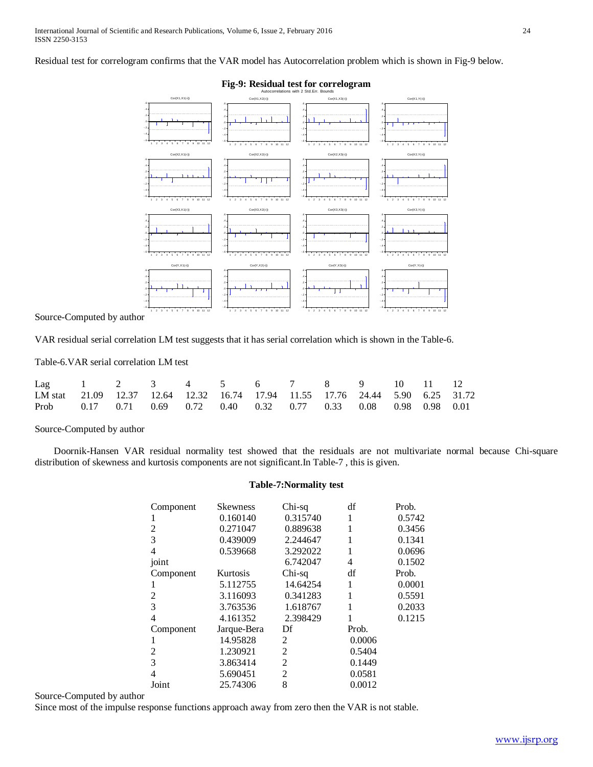Residual test for correlogram confirms that the VAR model has Autocorrelation problem which is shown in Fig-9 below.

**Fig-9: Residual test for correlogram**

Source-Computed by author

VAR residual serial correlation LM test suggests that it has serial correlation which is shown in the Table-6.

Table-6.VAR serial correlation LM test

| Lag | 1 | 2 | 3 | 4 | 5 | 6 | 7 | 8 | 9 | 10 | 11 | 12 |
|---|---|---|---|---|---|---|---|---|---|---|---|---|
| LM stat | 21.09 | 12.37 | 12.64 | 12.32 | 16.74 | 17.94 | 11.55 | 17.76 | 24.44 | 5.90 | 6.25 | 31.72 |
| Prob | 0.17 | 0.71 | 0.69 | 0.72 | 0.40 | 0.32 | 0.77 | 0.33 | 0.08 | 0.98 | 0.98 | 0.01 |

Source-Computed by author

Doornik-Hansen VAR residual normality test showed that the residuals are not multivariate normal because Chi-square distribution of skewness and kurtosis components are not significant.In Table-7 , this is given.

**Table-7:Normality test**

| Component | Skewness | Chi-sq | df | Prob. |
|---|---|---|---|---|
| 1 | 0.160140 | 0.315740 | 1 | 0.5742 |
| 2 | 0.271047 | 0.889638 | 1 | 0.3456 |
| 3 | 0.439009 | 2.244647 | 1 | 0.1341 |
| 4 | 0.539668 | 3.292022 | 1 | 0.0696 |
| joint | | 6.742047 | 4 | 0.1502 |
| Component | Kurtosis | Chi-sq | df | Prob. |
| 1 | 5.112755 | 14.64254 | 1 | 0.0001 |
| 2 | 3.116093 | 0.341283 | 1 | 0.5591 |
| 3 | 3.763536 | 1.618767 | 1 | 0.2033 |
| 4 | 4.161352 | 2.398429 | 1 | 0.1215 |
| Component | Jarque-Bera | Df | Prob. | |
| 1 | 14.95828 | 2 | 0.0006 | |
| 2 | 1.230921 | 2 | 0.5404 | |
| 3 | 3.863414 | 2 | 0.1449 | |
| 4 | 5.690451 | 2 | 0.0581 | |
| Joint | 25.74306 | 8 | 0.0012 | |

Source-Computed by author

Since most of the impulse response functions approach away from zero then the VAR is not stable.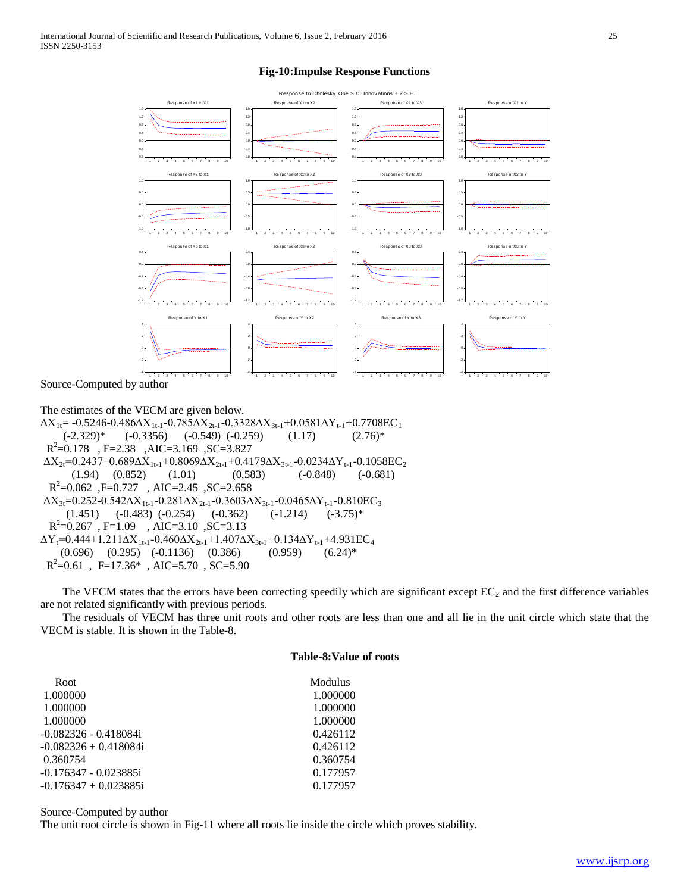**Fig-10:Impulse Response Functions**

Source-Computed by author

The estimates of the VECM are given below.

$\Delta X_{1t}$= -0.5246-0.486$\Delta X_{1t-1}$-0.785$\Delta X_{2t-1}$-0.3328$\Delta X_{3t-1}$+0.0581$\Delta Y_{t-1}$+0.7708$EC_1$
(-2.329)* (-0.3356) (-0.549) (-0.259) (1.17) (2.76)*
$R^2$=0.178 , F=2.38 ,AIC=3.169 ,SC=3.827

$\Delta X_{2t}$=0.2437+0.689$\Delta X_{1t-1}$+0.8069$\Delta X_{2t-1}$+0.4179$\Delta X_{3t-1}$-0.0234$\Delta Y_{t-1}$-0.1058$EC_2$
(1.94) (0.852) (1.01) (0.583) (-0.848) (-0.681)
$R^2$=0.062 ,F=0.727 , AIC=2.45 ,SC=2.658

$\Delta X_{3t}$=0.252-0.542$\Delta X_{1t-1}$-0.281$\Delta X_{2t-1}$-0.3603$\Delta X_{3t-1}$-0.0465$\Delta Y_{t-1}$-0.810$EC_3$
(1.451) (-0.483) (-0.254) (-0.362) (-1.214) (-3.75)*
$R^2$=0.267 , F=1.09 , AIC=3.10 ,SC=3.13

$\Delta Y_t$=0.444+1.211$\Delta X_{1t-1}$-0.460$\Delta X_{2t-1}$+1.407$\Delta X_{3t-1}$+0.134$\Delta Y_{t-1}$+4.931$EC_4$
(0.696) (0.295) (-0.1136) (0.386) (0.959) (6.24)*
$R^2$=0.61 , F=17.36* , AIC=5.70 , SC=5.90

The VECM states that the errors have been correcting speedily which are significant except $EC_2$ and the first difference variables are not related significantly with previous periods.

The residuals of VECM has three unit roots and other roots are less than one and all lie in the unit circle which state that the VECM is stable. It is shown in the Table-8.

**Table-8:Value of roots**

| Root | Modulus |
|---|---|
| 1.000000 | 1.000000 |
| 1.000000 | 1.000000 |
| 1.000000 | 1.000000 |
| -0.082326 - 0.418084i | 0.426112 |
| -0.082326 + 0.418084i | 0.426112 |
| 0.360754 | 0.360754 |
| -0.176347 - 0.023885i | 0.177957 |
| -0.176347 + 0.023885i | 0.177957 |

Source-Computed by author

The unit root circle is shown in Fig-11 where all roots lie inside the circle which proves stability.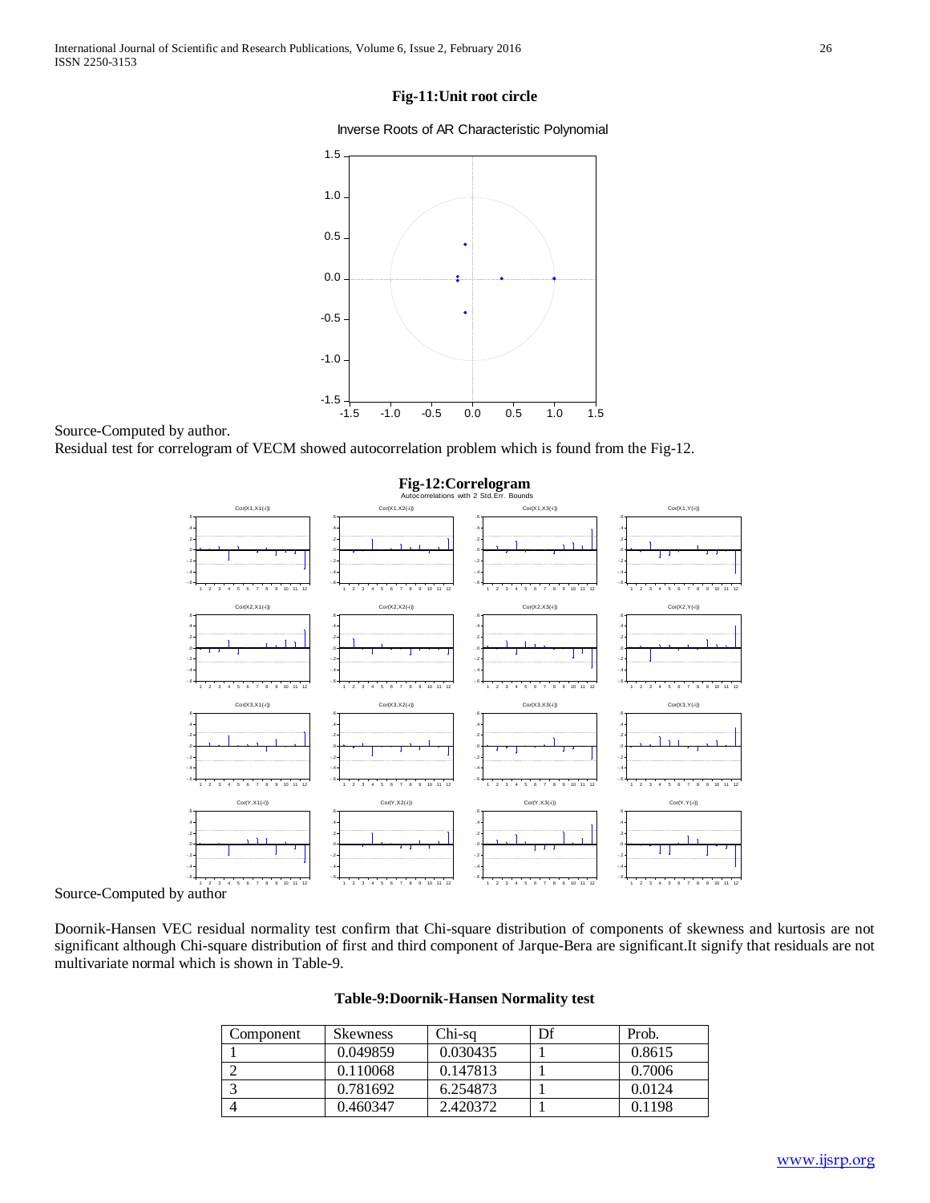**Fig-11:Unit root circle**

Source-Computed by author.

Residual test for correlogram of VECM showed autocorrelation problem which is found from the Fig-12.

**Fig-12:Correlogram**

Source-Computed by author

Doornik-Hansen VEC residual normality test confirm that Chi-square distribution of components of skewness and kurtosis are not significant although Chi-square distribution of first and third component of Jarque-Bera are significant.It signify that residuals are not multivariate normal which is shown in Table-9.

**Table-9:Doornik-Hansen Normality test**

| Component | Skewness | Chi-sq | Df | Prob. |
|---|---|---|---|---|
| 1 | 0.049859 | 0.030435 | 1 | 0.8615 |
| 2 | 0.110068 | 0.147813 | 1 | 0.7006 |
| 3 | 0.781692 | 6.254873 | 1 | 0.0124 |
| 4 | 0.460347 | 2.420372 | 1 | 0.1198 |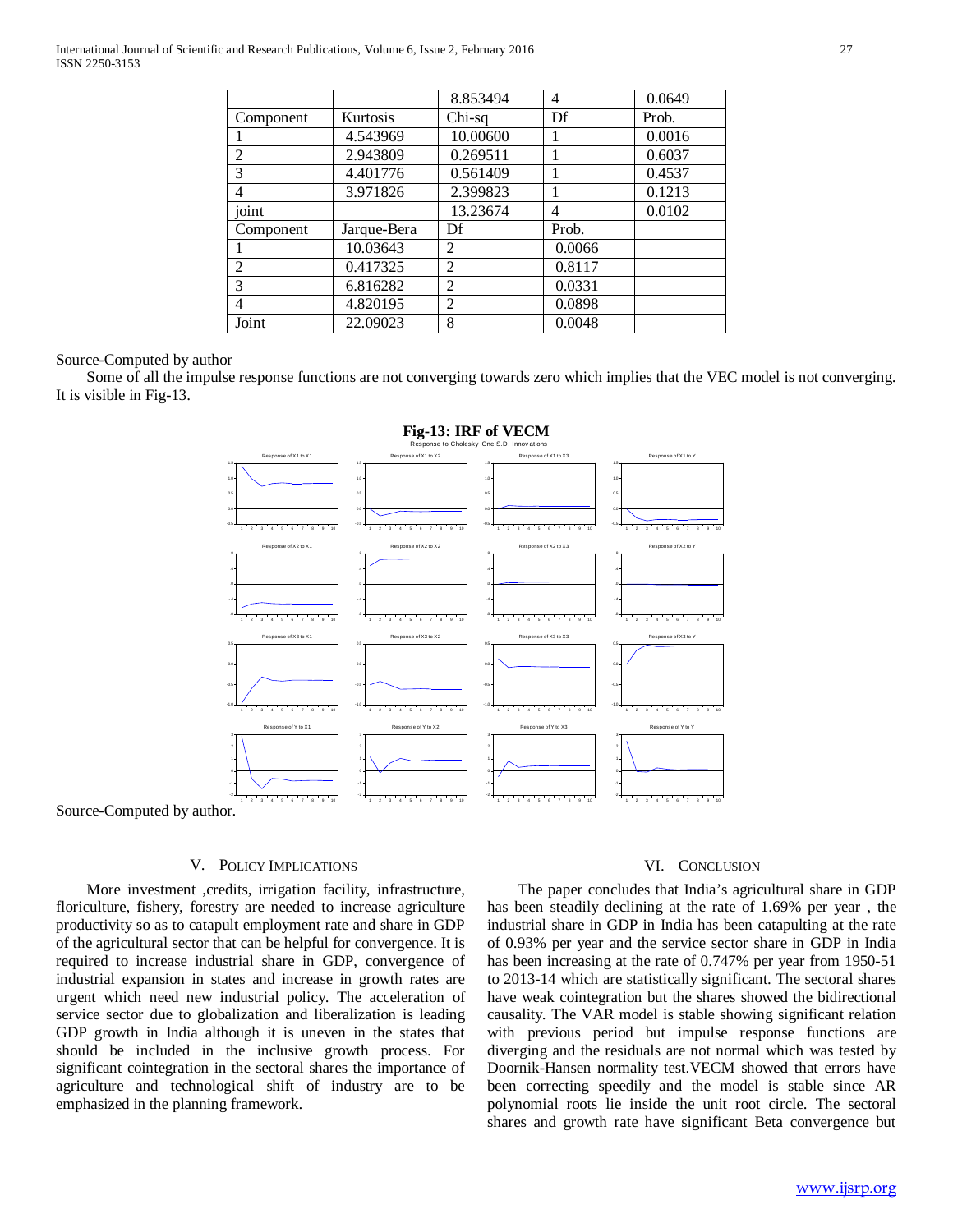|  |  | 8.853494 | 4 | 0.0649 |
|---|---|---|---|---|
| Component | Kurtosis | Chi-sq | Df | Prob. |
| 1 | 4.543969 | 10.00600 | 1 | 0.0016 |
| 2 | 2.943809 | 0.269511 | 1 | 0.6037 |
| 3 | 4.401776 | 0.561409 | 1 | 0.4537 |
| 4 | 3.971826 | 2.399823 | 1 | 0.1213 |
| joint |  | 13.23674 | 4 | 0.0102 |
| Component | Jarque-Bera | Df | Prob. |  |
| 1 | 10.03643 | 2 | 0.0066 |  |
| 2 | 0.417325 | 2 | 0.8117 |  |
| 3 | 6.816282 | 2 | 0.0331 |  |
| 4 | 4.820195 | 2 | 0.0898 |  |
| Joint | 22.09023 | 8 | 0.0048 |  |

Source-Computed by author

Some of all the impulse response functions are not converging towards zero which implies that the VEC model is not converging. It is visible in Fig-13.

**Fig-13: IRF of VECM**

Source-Computed by author.

## V. Policy Implications

More investment ,credits, irrigation facility, infrastructure, floriculture, fishery, forestry are needed to increase agriculture productivity so as to catapult employment rate and share in GDP of the agricultural sector that can be helpful for convergence. It is required to increase industrial share in GDP, convergence of industrial expansion in states and increase in growth rates are urgent which need new industrial policy. The acceleration of service sector due to globalization and liberalization is leading GDP growth in India although it is uneven in the states that should be included in the inclusive growth process. For significant cointegration in the sectoral shares the importance of agriculture and technological shift of industry are to be emphasized in the planning framework.

## VI. Conclusion

The paper concludes that India's agricultural share in GDP has been steadily declining at the rate of 1.69% per year , the industrial share in GDP in India has been catapulting at the rate of 0.93% per year and the service sector share in GDP in India has been increasing at the rate of 0.747% per year from 1950-51 to 2013-14 which are statistically significant. The sectoral shares have weak cointegration but the shares showed the bidirectional causality. The VAR model is stable showing significant relation with previous period but impulse response functions are diverging and the residuals are not normal which was tested by Doornik-Hansen normality test.VECM showed that errors have been correcting speedily and the model is stable since AR polynomial roots lie inside the unit root circle. The sectoral shares and growth rate have significant Beta convergence but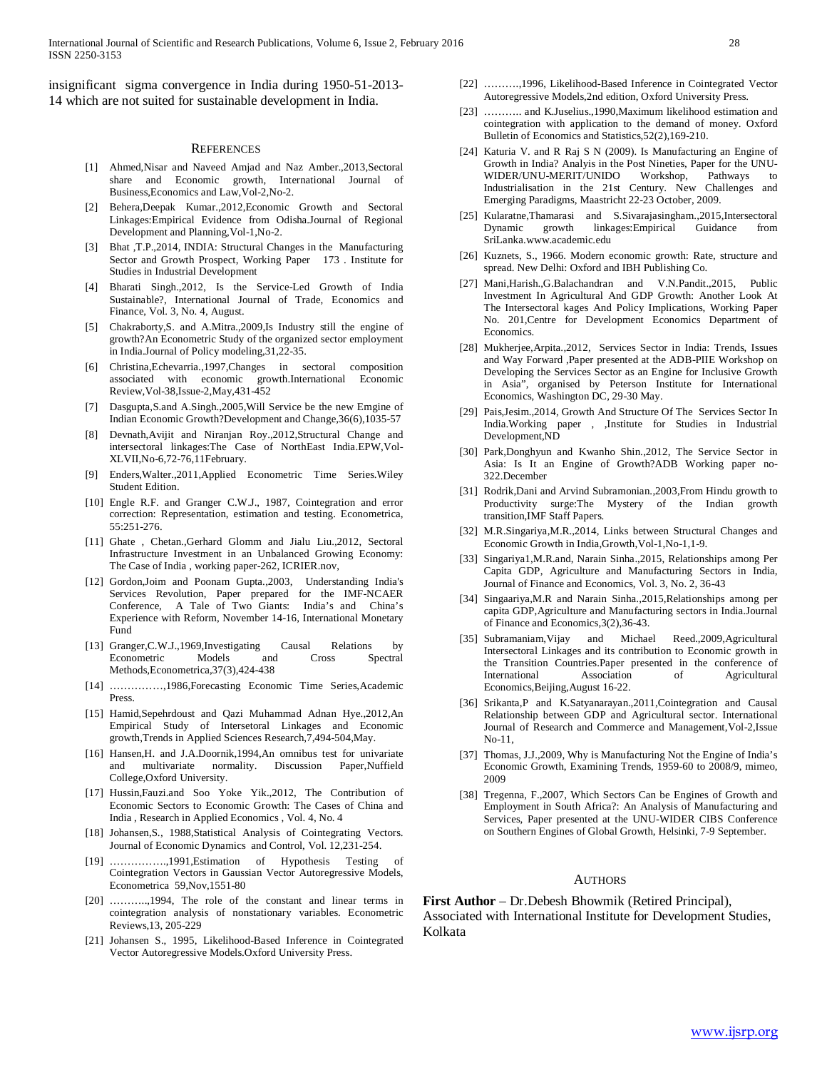insignificant sigma convergence in India during 1950-51-2013-14 which are not suited for sustainable development in India.

## REFERENCES

[1] Ahmed,Nisar and Naveed Amjad and Naz Amber.,2013,Sectoral share and Economic growth, International Journal of Business,Economics and Law,Vol-2,No-2.

[2] Behera,Deepak Kumar.,2012,Economic Growth and Sectoral Linkages:Empirical Evidence from Odisha.Journal of Regional Development and Planning,Vol-1,No-2.

[3] Bhat ,T.P.,2014, INDIA: Structural Changes in the Manufacturing Sector and Growth Prospect, Working Paper 173 . Institute for Studies in Industrial Development

[4] Bharati Singh.,2012, Is the Service-Led Growth of India Sustainable?, International Journal of Trade, Economics and Finance, Vol. 3, No. 4, August.

[5] Chakraborty,S. and A.Mitra.,2009,Is Industry still the engine of growth?An Econometric Study of the organized sector employment in India.Journal of Policy modeling,31,22-35.

[6] Christina,Echevarria.,1997,Changes in sectoral composition associated with economic growth.International Economic Review,Vol-38,Issue-2,May,431-452

[7] Dasgupta,S.and A.Singh.,2005,Will Service be the new Emgine of Indian Economic Growth?Development and Change,36(6),1035-57

[8] Devnath,Avijit and Niranjan Roy.,2012,Structural Change and intersectoral linkages:The Case of NorthEast India.EPW,Vol-XLVII,No-6,72-76,11February.

[9] Enders,Walter.,2011,Applied Econometric Time Series.Wiley Student Edition.

[10] Engle R.F. and Granger C.W.J., 1987, Cointegration and error correction: Representation, estimation and testing. Econometrica, 55:251-276.

[11] Ghate , Chetan.,Gerhard Glomm and Jialu Liu.,2012, Sectoral Infrastructure Investment in an Unbalanced Growing Economy: The Case of India , working paper-262, ICRIER.nov,

[12] Gordon,Joim and Poonam Gupta.,2003, Understanding India's Services Revolution, Paper prepared for the IMF-NCAER Conference, A Tale of Two Giants: India's and China's Experience with Reform, November 14-16, International Monetary Fund

[13] Granger,C.W.J.,1969,Investigating Causal Relations by Econometric Models and Cross Spectral Methods,Econometrica,37(3),424-438

[14] ……………,1986,Forecasting Economic Time Series,Academic Press.

[15] Hamid,Sepehrdoust and Qazi Muhammad Adnan Hye.,2012,An Empirical Study of Intersetoral Linkages and Economic growth,Trends in Applied Sciences Research,7,494-504,May.

[16] Hansen,H. and J.A.Doornik,1994,An omnibus test for univariate and multivariate normality. Discussion Paper,Nuffield College,Oxford University.

[17] Hussin,Fauzi.and Soo Yoke Yik.,2012, The Contribution of Economic Sectors to Economic Growth: The Cases of China and India , Research in Applied Economics , Vol. 4, No. 4

[18] Johansen,S., 1988,Statistical Analysis of Cointegrating Vectors. Journal of Economic Dynamics and Control, Vol. 12,231-254.

[19] …………….,1991,Estimation of Hypothesis Testing of Cointegration Vectors in Gaussian Vector Autoregressive Models, Econometrica 59,Nov,1551-80

[20] ………..,1994, The role of the constant and linear terms in cointegration analysis of nonstationary variables. Econometric Reviews,13, 205-229

[21] Johansen S., 1995, Likelihood-Based Inference in Cointegrated Vector Autoregressive Models.Oxford University Press.

[22] ……….,1996, Likelihood-Based Inference in Cointegrated Vector Autoregressive Models,2nd edition, Oxford University Press.

[23] ……….. and K.Juselius.,1990,Maximum likelihood estimation and cointegration with application to the demand of money. Oxford Bulletin of Economics and Statistics,52(2),169-210.

[24] Katuria V. and R Raj S N (2009). Is Manufacturing an Engine of Growth in India? Analysis in the Post Nineties, Paper for the UNU-WIDER/UNU-MERIT/UNIDO Workshop, Pathways to Industrialisation in the 21st Century. New Challenges and Emerging Paradigms, Maastricht 22-23 October, 2009.

[25] Kularatne,Thamarasi and S.Sivarajasingham.,2015,Intersectoral Dynamic growth linkages:Empirical Guidance from SriLanka.www.academic.edu

[26] Kuznets, S., 1966. Modern economic growth: Rate, structure and spread. New Delhi: Oxford and IBH Publishing Co.

[27] Mani,Harish.,G.Balachandran and V.N.Pandit.,2015, Public Investment In Agricultural And GDP Growth: Another Look At The Intersectoral kages And Policy Implications, Working Paper No. 201,Centre for Development Economics Department of Economics.

[28] Mukherjee,Arpita.,2012, Services Sector in India: Trends, Issues and Way Forward ,Paper presented at the ADB-PIIE Workshop on Developing the Services Sector as an Engine for Inclusive Growth in Asia", organised by Peterson Institute for International Economics, Washington DC, 29-30 May.

[29] Pais,Jesim.,2014, Growth And Structure Of The Services Sector In India.Working paper , ,Institute for Studies in Industrial Development,ND

[30] Park,Donghyun and Kwanho Shin.,2012, The Service Sector in Asia: Is It an Engine of Growth?ADB Working paper no-322.December

[31] Rodrik,Dani and Arvind Subramonian.,2003,From Hindu growth to Productivity surge:The Mystery of the Indian growth transition,IMF Staff Papers.

[32] M.R.Singariya,M.R.,2014, Links between Structural Changes and Economic Growth in India,Growth,Vol-1,No-1,1-9.

[33] Singariya1,M.R.and, Narain Sinha.,2015, Relationships among Per Capita GDP, Agriculture and Manufacturing Sectors in India, Journal of Finance and Economics, Vol. 3, No. 2, 36-43

[34] Singaariya,M.R and Narain Sinha.,2015,Relationships among per capita GDP,Agriculture and Manufacturing sectors in India.Journal of Finance and Economics,3(2),36-43.

[35] Subramaniam,Vijay and Michael Reed.,2009,Agricultural Intersectoral Linkages and its contribution to Economic growth in the Transition Countries.Paper presented in the conference of International Association of Agricultural Economics,Beijing,August 16-22.

[36] Srikanta,P and K.Satyanarayan.,2011,Cointegration and Causal Relationship between GDP and Agricultural sector. International Journal of Research and Commerce and Management,Vol-2,Issue No-11,

[37] Thomas, J.J.,2009, Why is Manufacturing Not the Engine of India's Economic Growth, Examining Trends, 1959-60 to 2008/9, mimeo, 2009

[38] Tregenna, F.,2007, Which Sectors Can be Engines of Growth and Employment in South Africa?: An Analysis of Manufacturing and Services, Paper presented at the UNU-WIDER CIBS Conference on Southern Engines of Global Growth, Helsinki, 7-9 September.

## AUTHORS

**First Author** – Dr.Debesh Bhowmik (Retired Principal), Associated with International Institute for Development Studies, Kolkata